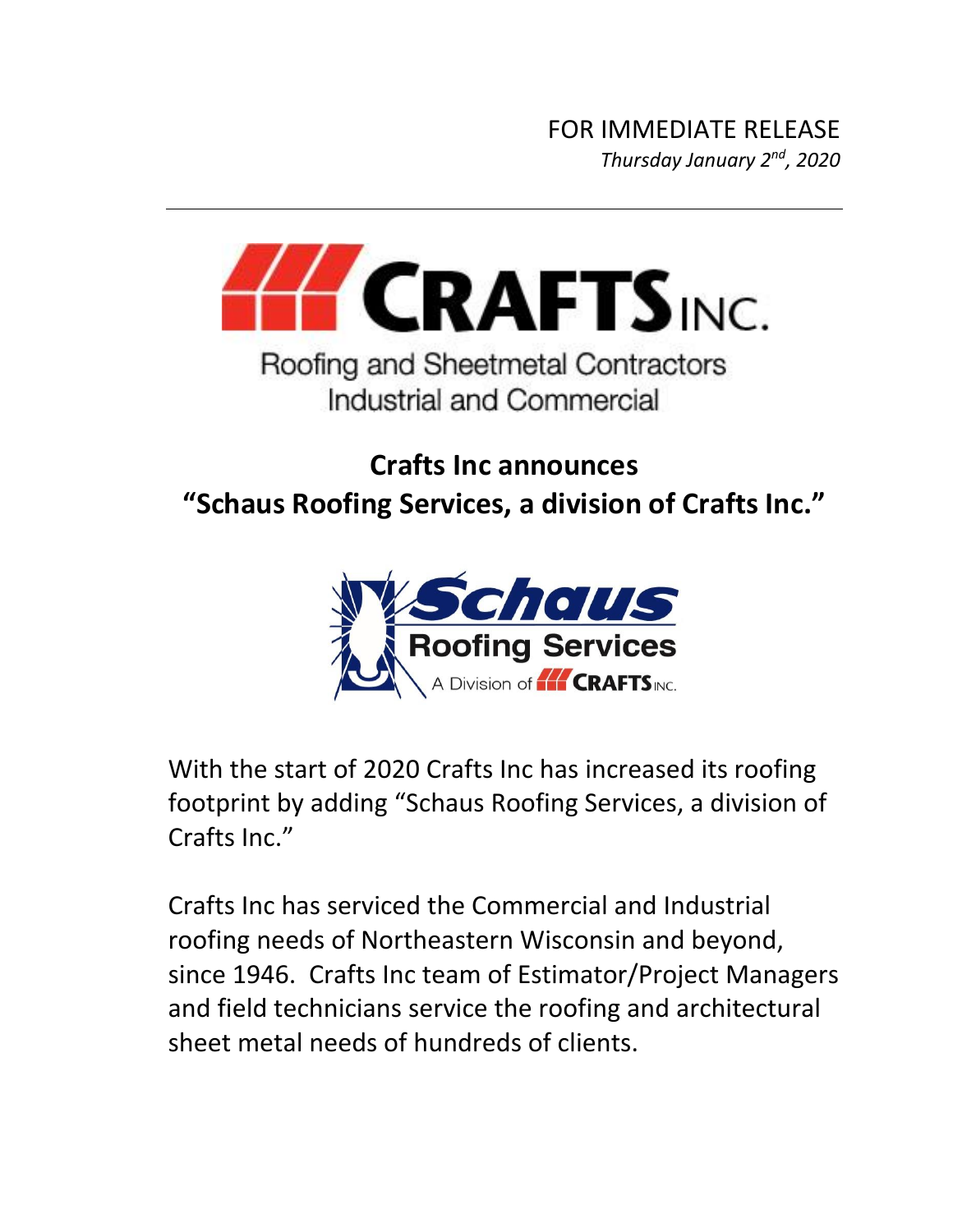FOR IMMEDIATE RELEASE

*Thursday January 2nd, 2020*

---

CRAFTS INC.

Roofing and Sheetmetal Contractors
Industrial and Commercial

## Crafts Inc announces
## "Schaus Roofing Services, a division of Crafts Inc."

Schaus Roofing Services
A Division of CRAFTS INC.

With the start of 2020 Crafts Inc has increased its roofing footprint by adding "Schaus Roofing Services, a division of Crafts Inc."

Crafts Inc has serviced the Commercial and Industrial roofing needs of Northeastern Wisconsin and beyond, since 1946. Crafts Inc team of Estimator/Project Managers and field technicians service the roofing and architectural sheet metal needs of hundreds of clients.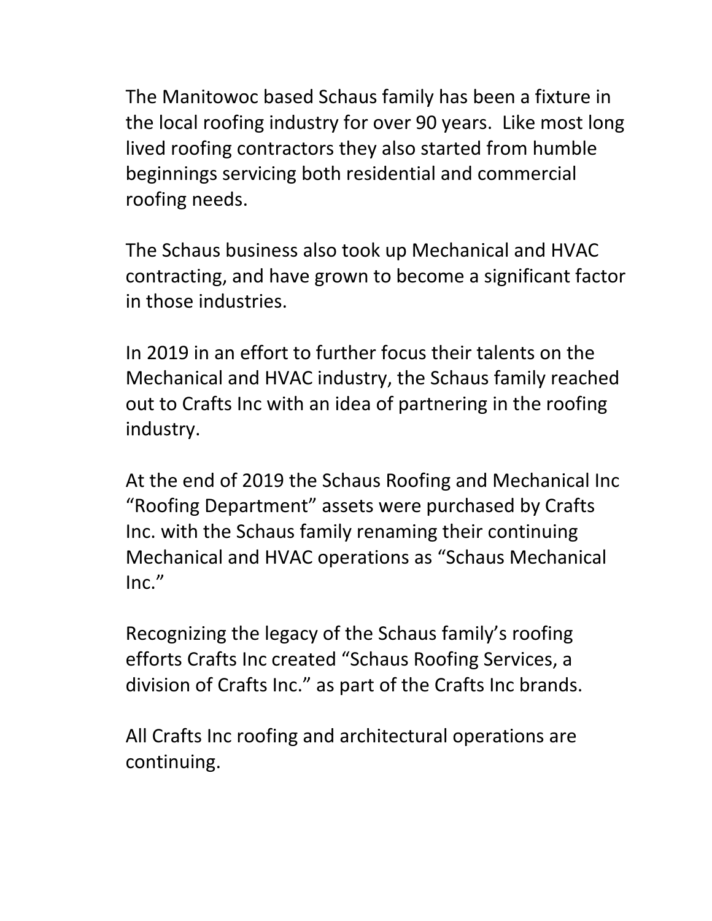The Manitowoc based Schaus family has been a fixture in the local roofing industry for over 90 years.  Like most long lived roofing contractors they also started from humble beginnings servicing both residential and commercial roofing needs.

The Schaus business also took up Mechanical and HVAC contracting, and have grown to become a significant factor in those industries.

In 2019 in an effort to further focus their talents on the Mechanical and HVAC industry, the Schaus family reached out to Crafts Inc with an idea of partnering in the roofing industry.

At the end of 2019 the Schaus Roofing and Mechanical Inc "Roofing Department" assets were purchased by Crafts Inc. with the Schaus family renaming their continuing Mechanical and HVAC operations as "Schaus Mechanical Inc."

Recognizing the legacy of the Schaus family's roofing efforts Crafts Inc created "Schaus Roofing Services, a division of Crafts Inc." as part of the Crafts Inc brands.

All Crafts Inc roofing and architectural operations are continuing.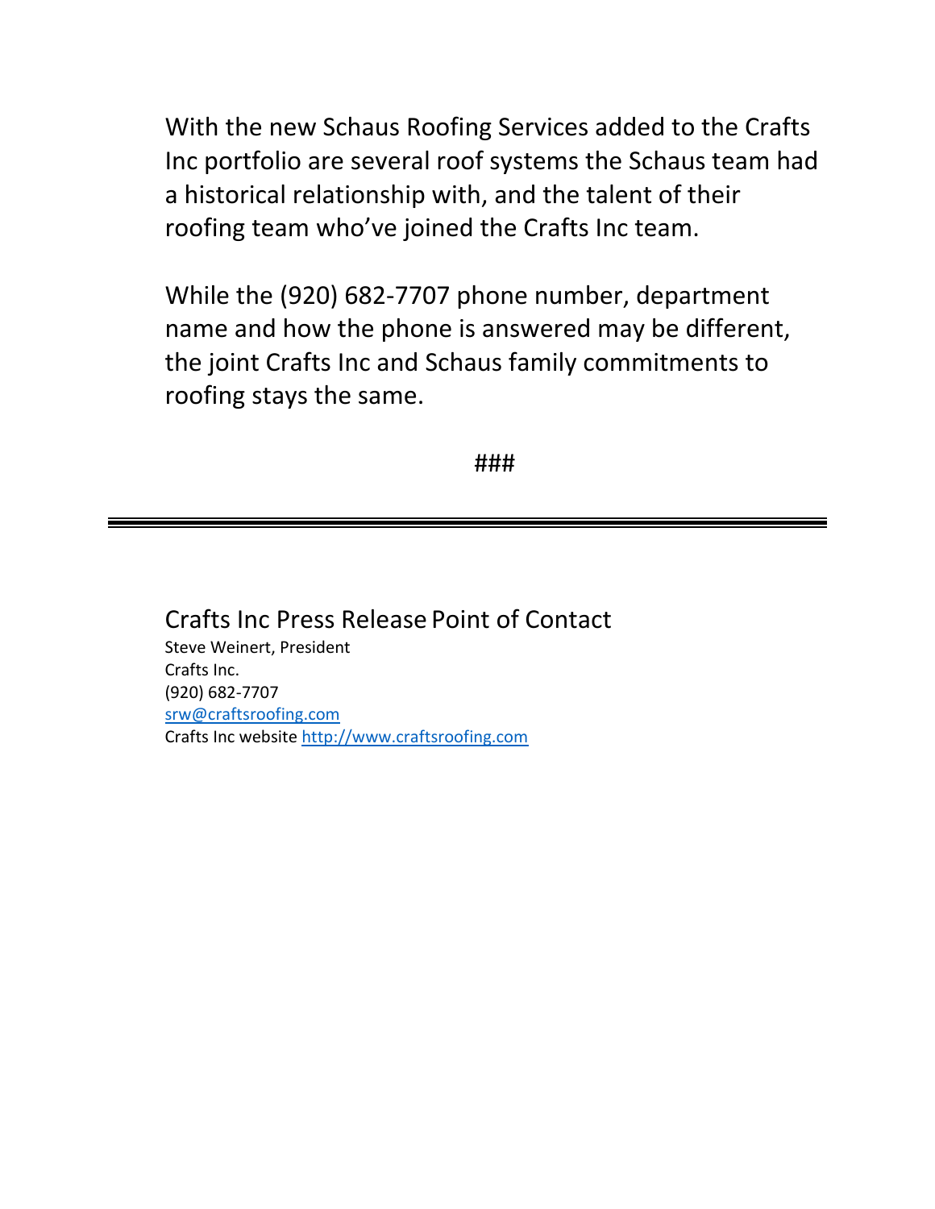With the new Schaus Roofing Services added to the Crafts Inc portfolio are several roof systems the Schaus team had a historical relationship with, and the talent of their roofing team who've joined the Crafts Inc team.

While the (920) 682-7707 phone number, department name and how the phone is answered may be different, the joint Crafts Inc and Schaus family commitments to roofing stays the same.

###

---

## Crafts Inc Press Release Point of Contact

Steve Weinert, President
Crafts Inc.
(920) 682-7707
srw@craftsroofing.com
Crafts Inc website http://www.craftsroofing.com